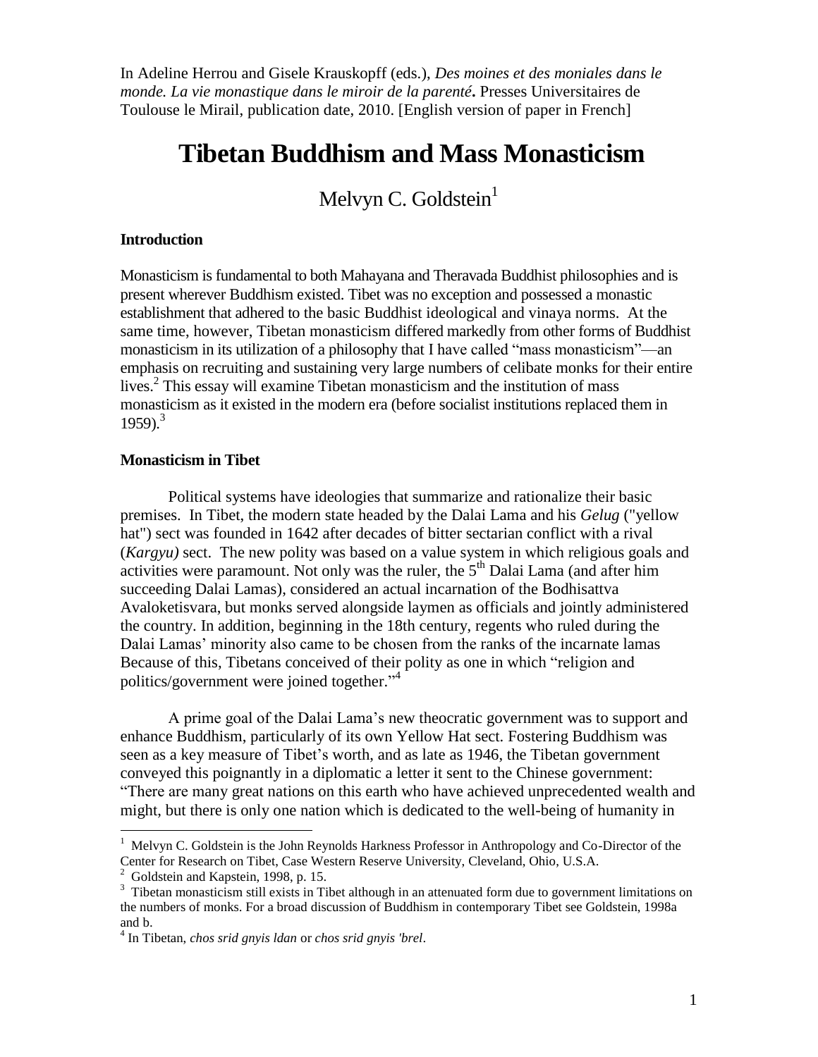In Adeline Herrou and Gisele Krauskopff (eds.), *Des moines et des moniales dans le monde. La vie monastique dans le miroir de la parenté***.** Presses Universitaires de Toulouse le Mirail, publication date, 2010. [English version of paper in French]

# Tibetan Buddhism and Mass Monasticism

Melvyn C. Goldstein[1]

**Introduction**

Monasticism is fundamental to both Mahayana and Theravada Buddhist philosophies and is present wherever Buddhism existed. Tibet was no exception and possessed a monastic establishment that adhered to the basic Buddhist ideological and vinaya norms. At the same time, however, Tibetan monasticism differed markedly from other forms of Buddhist monasticism in its utilization of a philosophy that I have called "mass monasticism"—an emphasis on recruiting and sustaining very large numbers of celibate monks for their entire lives.[2] This essay will examine Tibetan monasticism and the institution of mass monasticism as it existed in the modern era (before socialist institutions replaced them in 1959).[3]

**Monasticism in Tibet**

Political systems have ideologies that summarize and rationalize their basic premises. In Tibet, the modern state headed by the Dalai Lama and his *Gelug* ("yellow hat") sect was founded in 1642 after decades of bitter sectarian conflict with a rival (*Kargyu)* sect. The new polity was based on a value system in which religious goals and activities were paramount. Not only was the ruler, the 5th Dalai Lama (and after him succeeding Dalai Lamas), considered an actual incarnation of the Bodhisattva Avaloketisvara, but monks served alongside laymen as officials and jointly administered the country. In addition, beginning in the 18th century, regents who ruled during the Dalai Lamas' minority also came to be chosen from the ranks of the incarnate lamas Because of this, Tibetans conceived of their polity as one in which "religion and politics/government were joined together."[4]

A prime goal of the Dalai Lama's new theocratic government was to support and enhance Buddhism, particularly of its own Yellow Hat sect. Fostering Buddhism was seen as a key measure of Tibet's worth, and as late as 1946, the Tibetan government conveyed this poignantly in a diplomatic a letter it sent to the Chinese government: "There are many great nations on this earth who have achieved unprecedented wealth and might, but there is only one nation which is dedicated to the well-being of humanity in

---

[1] Melvyn C. Goldstein is the John Reynolds Harkness Professor in Anthropology and Co-Director of the Center for Research on Tibet, Case Western Reserve University, Cleveland, Ohio, U.S.A.

[2] Goldstein and Kapstein, 1998, p. 15.

[3] Tibetan monasticism still exists in Tibet although in an attenuated form due to government limitations on the numbers of monks. For a broad discussion of Buddhism in contemporary Tibet see Goldstein, 1998a and b.

[4] In Tibetan, *chos srid gnyis ldan* or *chos srid gnyis 'brel*.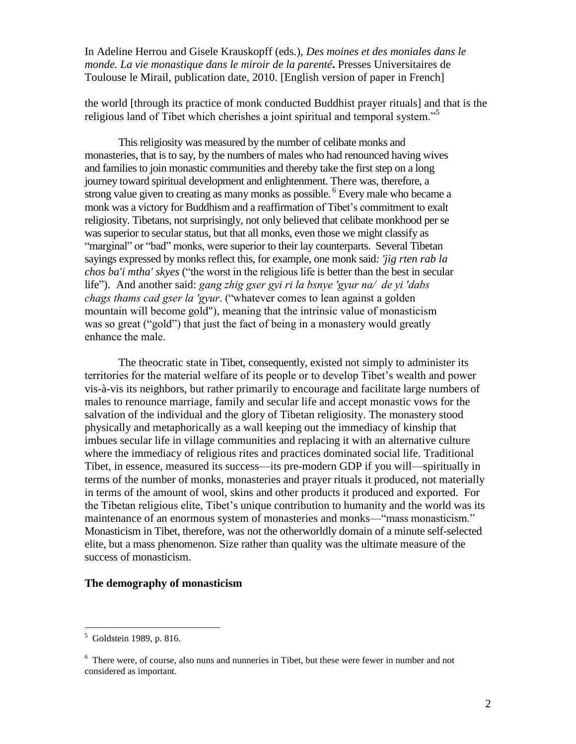the world [through its practice of monk conducted Buddhist prayer rituals] and that is the religious land of Tibet which cherishes a joint spiritual and temporal system."[5]

This religiosity was measured by the number of celibate monks and monasteries, that is to say, by the numbers of males who had renounced having wives and families to join monastic communities and thereby take the first step on a long journey toward spiritual development and enlightenment. There was, therefore, a strong value given to creating as many monks as possible.[6] Every male who became a monk was a victory for Buddhism and a reaffirmation of Tibet's commitment to exalt religiosity. Tibetans, not surprisingly, not only believed that celibate monkhood per se was superior to secular status, but that all monks, even those we might classify as "marginal" or "bad" monks, were superior to their lay counterparts. Several Tibetan sayings expressed by monks reflect this, for example, one monk said*: 'jig rten rab la chos ba'i mtha' skyes* ("the worst in the religious life is better than the best in secular life"). And another said: *gang zhig gser gyi ri la bsnye 'gyur na/ de yi 'dabs chags thams cad gser la 'gyur*. ("whatever comes to lean against a golden mountain will become gold"), meaning that the intrinsic value of monasticism was so great ("gold") that just the fact of being in a monastery would greatly enhance the male.

The theocratic state in Tibet, consequently, existed not simply to administer its territories for the material welfare of its people or to develop Tibet's wealth and power vis-à-vis its neighbors, but rather primarily to encourage and facilitate large numbers of males to renounce marriage, family and secular life and accept monastic vows for the salvation of the individual and the glory of Tibetan religiosity. The monastery stood physically and metaphorically as a wall keeping out the immediacy of kinship that imbues secular life in village communities and replacing it with an alternative culture where the immediacy of religious rites and practices dominated social life. Traditional Tibet, in essence, measured its success—its pre-modern GDP if you will—spiritually in terms of the number of monks, monasteries and prayer rituals it produced, not materially in terms of the amount of wool, skins and other products it produced and exported. For the Tibetan religious elite, Tibet's unique contribution to humanity and the world was its maintenance of an enormous system of monasteries and monks—"mass monasticism." Monasticism in Tibet, therefore, was not the otherworldly domain of a minute self-selected elite, but a mass phenomenon. Size rather than quality was the ultimate measure of the success of monasticism.

### The demography of monasticism

---

[5] Goldstein 1989, p. 816.

[6] There were, of course, also nuns and nunneries in Tibet, but these were fewer in number and not considered as important.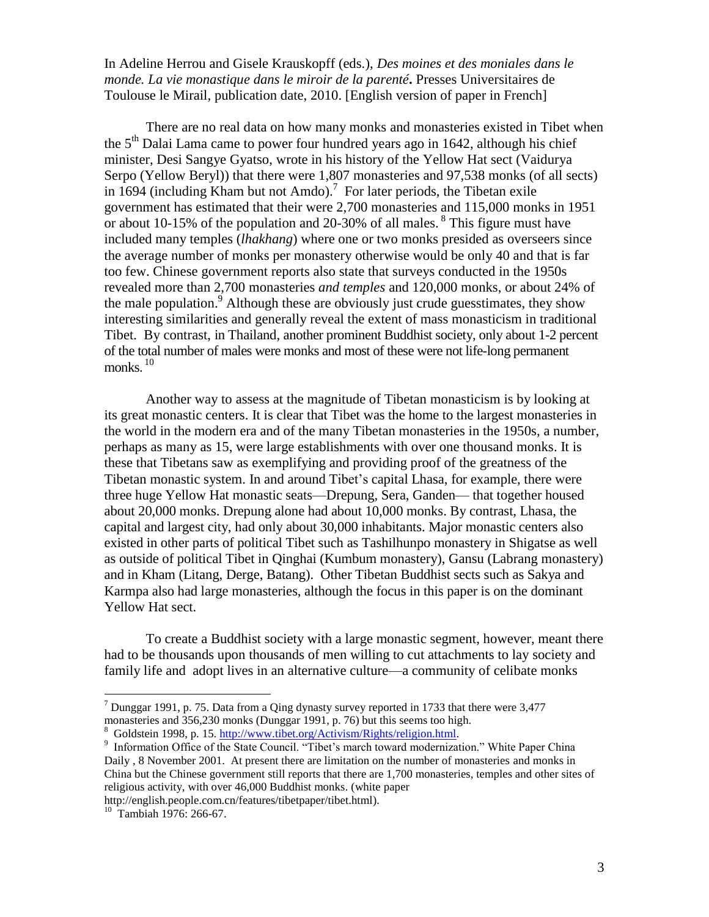In Adeline Herrou and Gisele Krauskopff (eds.), *Des moines et des moniales dans le monde. La vie monastique dans le miroir de la parenté***.** Presses Universitaires de Toulouse le Mirail, publication date, 2010. [English version of paper in French]

There are no real data on how many monks and monasteries existed in Tibet when the 5th Dalai Lama came to power four hundred years ago in 1642, although his chief minister, Desi Sangye Gyatso, wrote in his history of the Yellow Hat sect (Vaidurya Serpo (Yellow Beryl)) that there were 1,807 monasteries and 97,538 monks (of all sects) in 1694 (including Kham but not Amdo).[7] For later periods, the Tibetan exile government has estimated that their were 2,700 monasteries and 115,000 monks in 1951 or about 10-15% of the population and 20-30% of all males.[8] This figure must have included many temples (*lhakhang*) where one or two monks presided as overseers since the average number of monks per monastery otherwise would be only 40 and that is far too few. Chinese government reports also state that surveys conducted in the 1950s revealed more than 2,700 monasteries *and temples* and 120,000 monks, or about 24% of the male population.[9] Although these are obviously just crude guesstimates, they show interesting similarities and generally reveal the extent of mass monasticism in traditional Tibet. By contrast, in Thailand, another prominent Buddhist society, only about 1-2 percent of the total number of males were monks and most of these were not life-long permanent monks.[10]

Another way to assess at the magnitude of Tibetan monasticism is by looking at its great monastic centers. It is clear that Tibet was the home to the largest monasteries in the world in the modern era and of the many Tibetan monasteries in the 1950s, a number, perhaps as many as 15, were large establishments with over one thousand monks. It is these that Tibetans saw as exemplifying and providing proof of the greatness of the Tibetan monastic system. In and around Tibet's capital Lhasa, for example, there were three huge Yellow Hat monastic seats—Drepung, Sera, Ganden— that together housed about 20,000 monks. Drepung alone had about 10,000 monks. By contrast, Lhasa, the capital and largest city, had only about 30,000 inhabitants. Major monastic centers also existed in other parts of political Tibet such as Tashilhunpo monastery in Shigatse as well as outside of political Tibet in Qinghai (Kumbum monastery), Gansu (Labrang monastery) and in Kham (Litang, Derge, Batang). Other Tibetan Buddhist sects such as Sakya and Karmpa also had large monasteries, although the focus in this paper is on the dominant Yellow Hat sect.

To create a Buddhist society with a large monastic segment, however, meant there had to be thousands upon thousands of men willing to cut attachments to lay society and family life and adopt lives in an alternative culture—a community of celibate monks

---

[7] Dunggar 1991, p. 75. Data from a Qing dynasty survey reported in 1733 that there were 3,477 monasteries and 356,230 monks (Dunggar 1991, p. 76) but this seems too high.

[8] Goldstein 1998, p. 15. http://www.tibet.org/Activism/Rights/religion.html.

[9] Information Office of the State Council. "Tibet's march toward modernization." White Paper China Daily , 8 November 2001. At present there are limitation on the number of monasteries and monks in China but the Chinese government still reports that there are 1,700 monasteries, temples and other sites of religious activity, with over 46,000 Buddhist monks. (white paper http://english.people.com.cn/features/tibetpaper/tibet.html).

[10] Tambiah 1976: 266-67.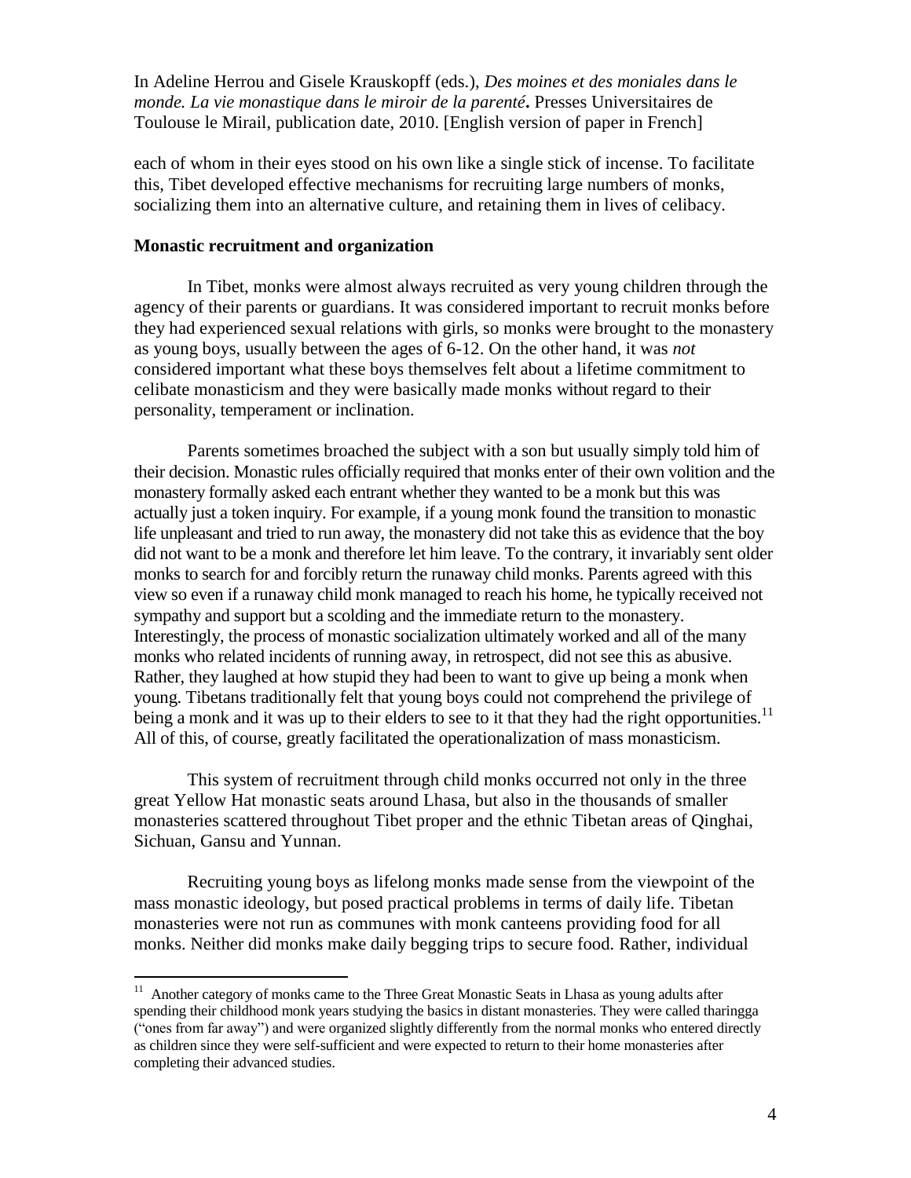each of whom in their eyes stood on his own like a single stick of incense. To facilitate this, Tibet developed effective mechanisms for recruiting large numbers of monks, socializing them into an alternative culture, and retaining them in lives of celibacy.

## Monastic recruitment and organization

In Tibet, monks were almost always recruited as very young children through the agency of their parents or guardians. It was considered important to recruit monks before they had experienced sexual relations with girls, so monks were brought to the monastery as young boys, usually between the ages of 6-12. On the other hand, it was *not* considered important what these boys themselves felt about a lifetime commitment to celibate monasticism and they were basically made monks without regard to their personality, temperament or inclination.

Parents sometimes broached the subject with a son but usually simply told him of their decision. Monastic rules officially required that monks enter of their own volition and the monastery formally asked each entrant whether they wanted to be a monk but this was actually just a token inquiry. For example, if a young monk found the transition to monastic life unpleasant and tried to run away, the monastery did not take this as evidence that the boy did not want to be a monk and therefore let him leave. To the contrary, it invariably sent older monks to search for and forcibly return the runaway child monks. Parents agreed with this view so even if a runaway child monk managed to reach his home, he typically received not sympathy and support but a scolding and the immediate return to the monastery. Interestingly, the process of monastic socialization ultimately worked and all of the many monks who related incidents of running away, in retrospect, did not see this as abusive. Rather, they laughed at how stupid they had been to want to give up being a monk when young. Tibetans traditionally felt that young boys could not comprehend the privilege of being a monk and it was up to their elders to see to it that they had the right opportunities.[11] All of this, of course, greatly facilitated the operationalization of mass monasticism.

This system of recruitment through child monks occurred not only in the three great Yellow Hat monastic seats around Lhasa, but also in the thousands of smaller monasteries scattered throughout Tibet proper and the ethnic Tibetan areas of Qinghai, Sichuan, Gansu and Yunnan.

Recruiting young boys as lifelong monks made sense from the viewpoint of the mass monastic ideology, but posed practical problems in terms of daily life. Tibetan monasteries were not run as communes with monk canteens providing food for all monks. Neither did monks make daily begging trips to secure food. Rather, individual

---

[11] Another category of monks came to the Three Great Monastic Seats in Lhasa as young adults after spending their childhood monk years studying the basics in distant monasteries. They were called tharingga ("ones from far away") and were organized slightly differently from the normal monks who entered directly as children since they were self-sufficient and were expected to return to their home monasteries after completing their advanced studies.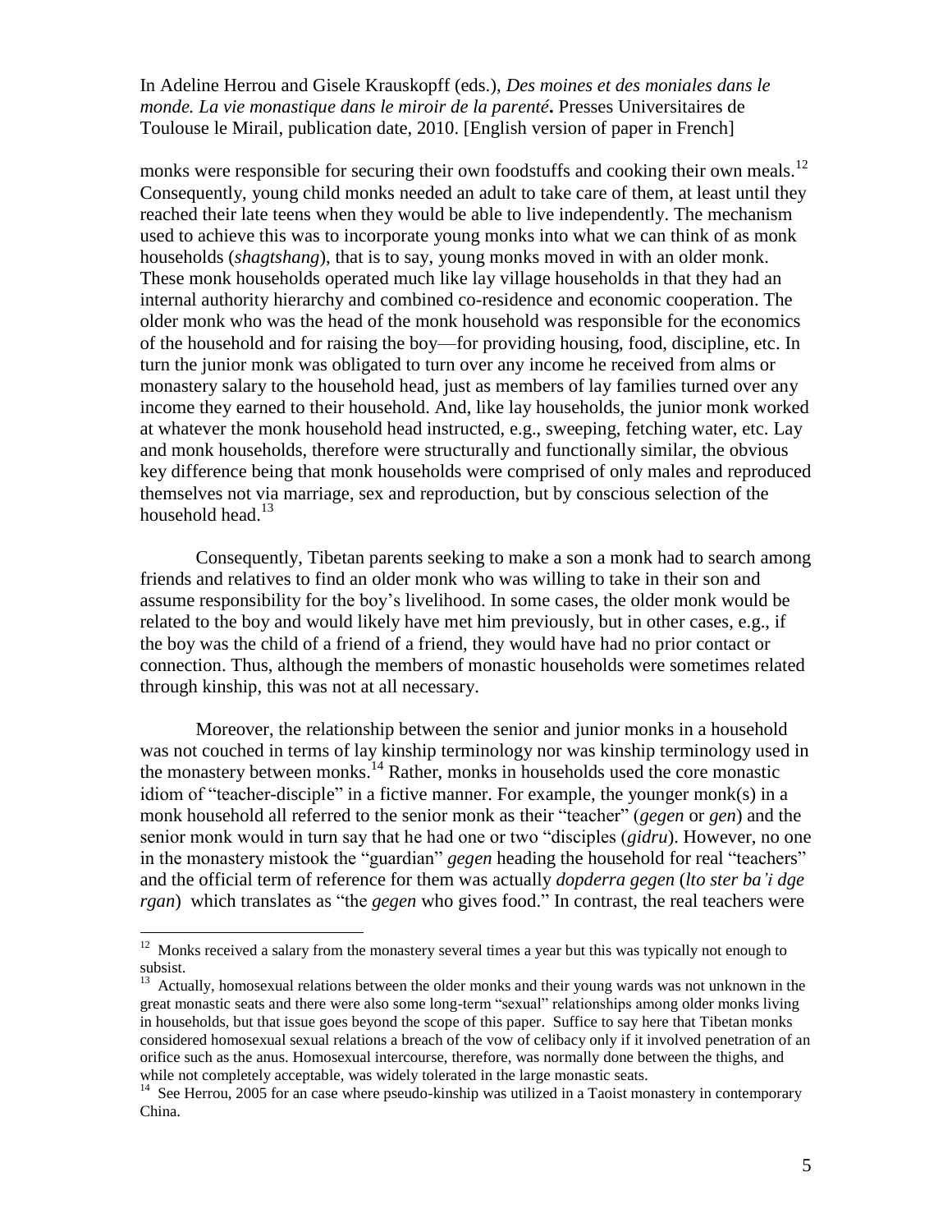monks were responsible for securing their own foodstuffs and cooking their own meals.[12] Consequently, young child monks needed an adult to take care of them, at least until they reached their late teens when they would be able to live independently. The mechanism used to achieve this was to incorporate young monks into what we can think of as monk households (*shagtshang*), that is to say, young monks moved in with an older monk. These monk households operated much like lay village households in that they had an internal authority hierarchy and combined co-residence and economic cooperation. The older monk who was the head of the monk household was responsible for the economics of the household and for raising the boy—for providing housing, food, discipline, etc. In turn the junior monk was obligated to turn over any income he received from alms or monastery salary to the household head, just as members of lay families turned over any income they earned to their household. And, like lay households, the junior monk worked at whatever the monk household head instructed, e.g., sweeping, fetching water, etc. Lay and monk households, therefore were structurally and functionally similar, the obvious key difference being that monk households were comprised of only males and reproduced themselves not via marriage, sex and reproduction, but by conscious selection of the household head.[13]

Consequently, Tibetan parents seeking to make a son a monk had to search among friends and relatives to find an older monk who was willing to take in their son and assume responsibility for the boy's livelihood. In some cases, the older monk would be related to the boy and would likely have met him previously, but in other cases, e.g., if the boy was the child of a friend of a friend, they would have had no prior contact or connection. Thus, although the members of monastic households were sometimes related through kinship, this was not at all necessary.

Moreover, the relationship between the senior and junior monks in a household was not couched in terms of lay kinship terminology nor was kinship terminology used in the monastery between monks.[14] Rather, monks in households used the core monastic idiom of "teacher-disciple" in a fictive manner. For example, the younger monk(s) in a monk household all referred to the senior monk as their "teacher" (*gegen* or *gen*) and the senior monk would in turn say that he had one or two "disciples (*gidru*). However, no one in the monastery mistook the "guardian" *gegen* heading the household for real "teachers" and the official term of reference for them was actually *dopderra gegen* (*lto ster ba'i dge rgan*) which translates as "the *gegen* who gives food." In contrast, the real teachers were

---

[12] Monks received a salary from the monastery several times a year but this was typically not enough to subsist.

[13] Actually, homosexual relations between the older monks and their young wards was not unknown in the great monastic seats and there were also some long-term "sexual" relationships among older monks living in households, but that issue goes beyond the scope of this paper. Suffice to say here that Tibetan monks considered homosexual sexual relations a breach of the vow of celibacy only if it involved penetration of an orifice such as the anus. Homosexual intercourse, therefore, was normally done between the thighs, and while not completely acceptable, was widely tolerated in the large monastic seats.

[14] See Herrou, 2005 for an case where pseudo-kinship was utilized in a Taoist monastery in contemporary China.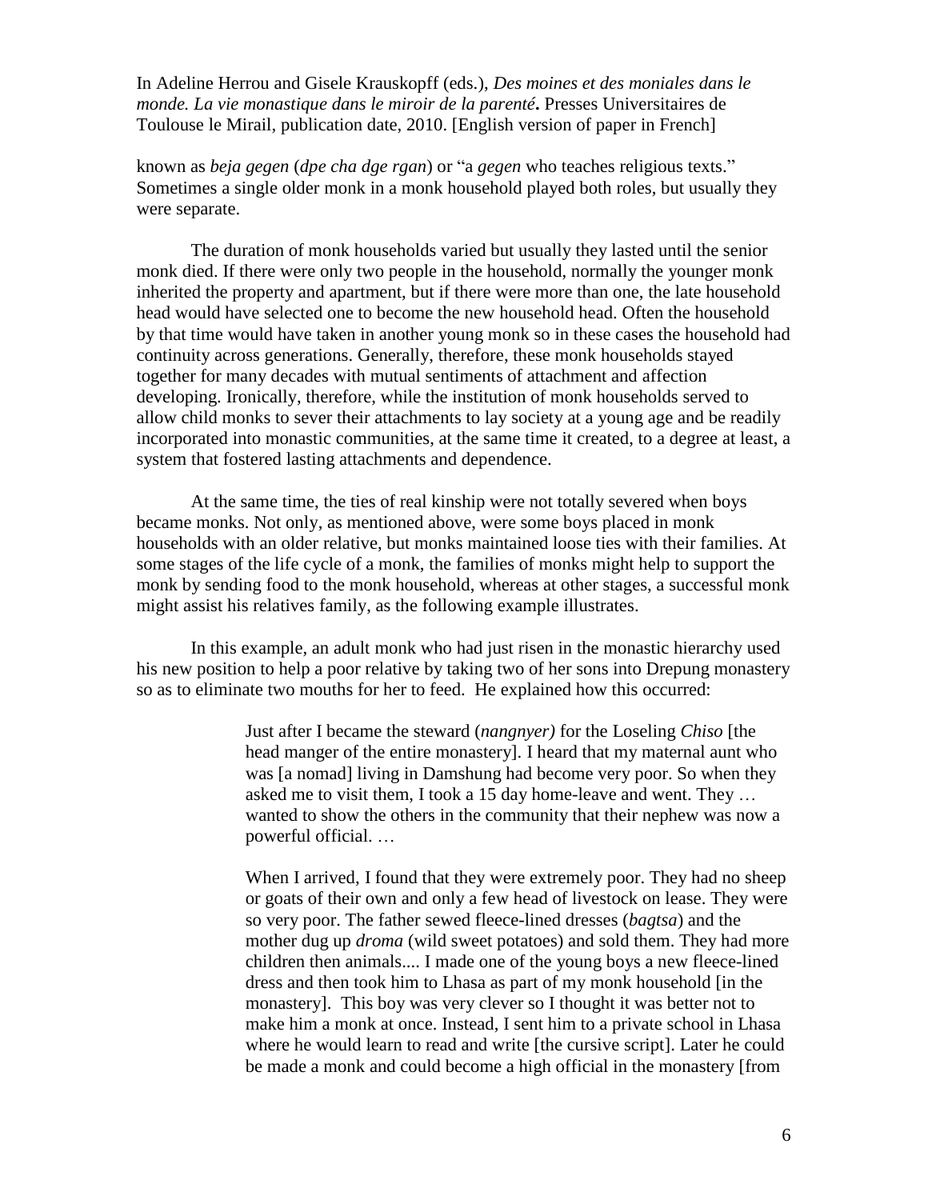known as *beja gegen* (*dpe cha dge rgan*) or "a *gegen* who teaches religious texts." Sometimes a single older monk in a monk household played both roles, but usually they were separate.

The duration of monk households varied but usually they lasted until the senior monk died. If there were only two people in the household, normally the younger monk inherited the property and apartment, but if there were more than one, the late household head would have selected one to become the new household head. Often the household by that time would have taken in another young monk so in these cases the household had continuity across generations. Generally, therefore, these monk households stayed together for many decades with mutual sentiments of attachment and affection developing. Ironically, therefore, while the institution of monk households served to allow child monks to sever their attachments to lay society at a young age and be readily incorporated into monastic communities, at the same time it created, to a degree at least, a system that fostered lasting attachments and dependence.

At the same time, the ties of real kinship were not totally severed when boys became monks. Not only, as mentioned above, were some boys placed in monk households with an older relative, but monks maintained loose ties with their families. At some stages of the life cycle of a monk, the families of monks might help to support the monk by sending food to the monk household, whereas at other stages, a successful monk might assist his relatives family, as the following example illustrates.

In this example, an adult monk who had just risen in the monastic hierarchy used his new position to help a poor relative by taking two of her sons into Drepung monastery so as to eliminate two mouths for her to feed. He explained how this occurred:

> Just after I became the steward (*nangnyer)* for the Loseling *Chiso* [the head manger of the entire monastery]. I heard that my maternal aunt who was [a nomad] living in Damshung had become very poor. So when they asked me to visit them, I took a 15 day home-leave and went. They … wanted to show the others in the community that their nephew was now a powerful official. …
>
> When I arrived, I found that they were extremely poor. They had no sheep or goats of their own and only a few head of livestock on lease. They were so very poor. The father sewed fleece-lined dresses (*bagtsa*) and the mother dug up *droma* (wild sweet potatoes) and sold them. They had more children then animals.... I made one of the young boys a new fleece-lined dress and then took him to Lhasa as part of my monk household [in the monastery]. This boy was very clever so I thought it was better not to make him a monk at once. Instead, I sent him to a private school in Lhasa where he would learn to read and write [the cursive script]. Later he could be made a monk and could become a high official in the monastery [from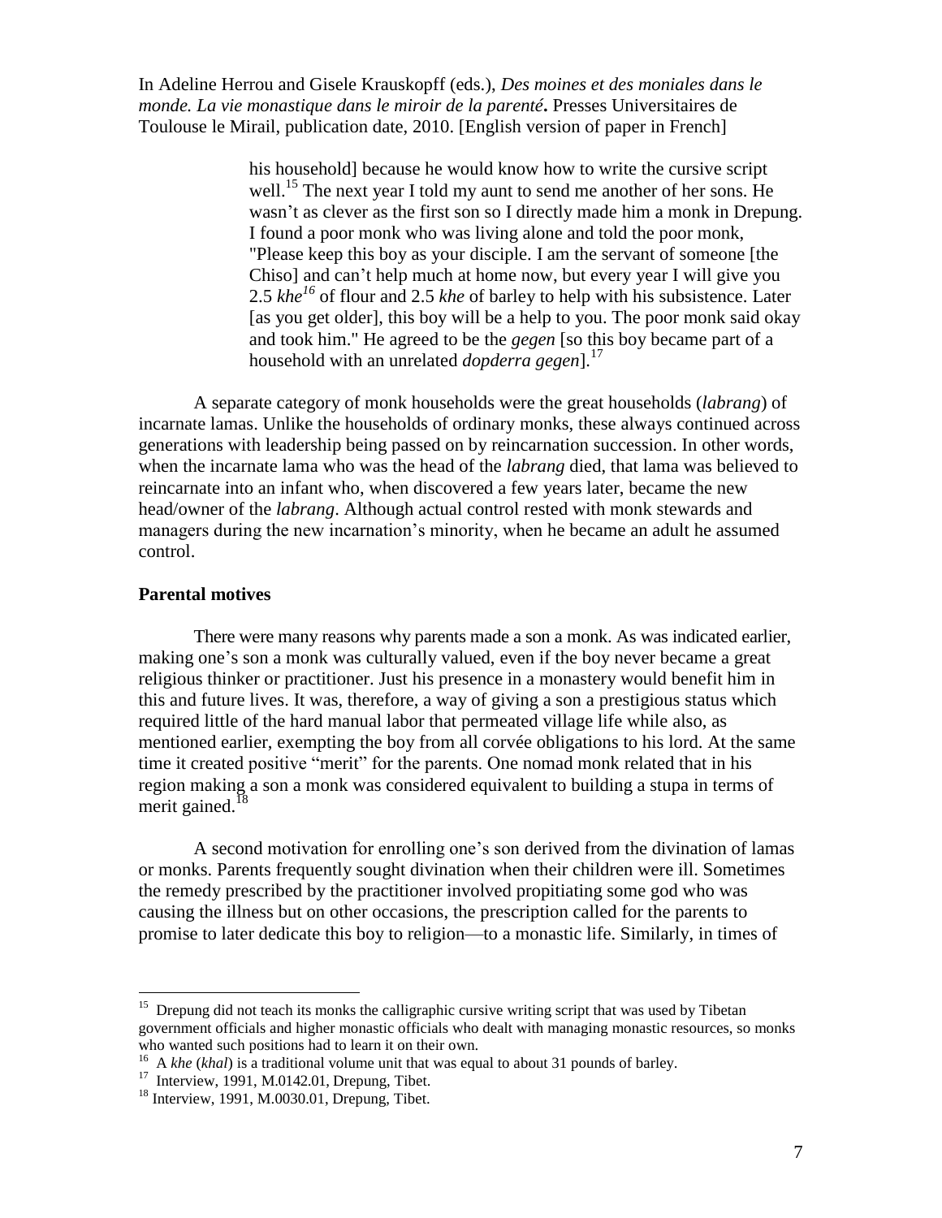> his household] because he would know how to write the cursive script well.[15] The next year I told my aunt to send me another of her sons. He wasn't as clever as the first son so I directly made him a monk in Drepung. I found a poor monk who was living alone and told the poor monk, "Please keep this boy as your disciple. I am the servant of someone [the Chiso] and can't help much at home now, but every year I will give you 2.5 *khe*[16] of flour and 2.5 *khe* of barley to help with his subsistence. Later [as you get older], this boy will be a help to you. The poor monk said okay and took him." He agreed to be the *gegen* [so this boy became part of a household with an unrelated *dopderra gegen*].[17]

A separate category of monk households were the great households (*labrang*) of incarnate lamas. Unlike the households of ordinary monks, these always continued across generations with leadership being passed on by reincarnation succession. In other words, when the incarnate lama who was the head of the *labrang* died, that lama was believed to reincarnate into an infant who, when discovered a few years later, became the new head/owner of the *labrang*. Although actual control rested with monk stewards and managers during the new incarnation's minority, when he became an adult he assumed control.

## Parental motives

There were many reasons why parents made a son a monk. As was indicated earlier, making one's son a monk was culturally valued, even if the boy never became a great religious thinker or practitioner. Just his presence in a monastery would benefit him in this and future lives. It was, therefore, a way of giving a son a prestigious status which required little of the hard manual labor that permeated village life while also, as mentioned earlier, exempting the boy from all corvée obligations to his lord. At the same time it created positive "merit" for the parents. One nomad monk related that in his region making a son a monk was considered equivalent to building a stupa in terms of merit gained.[18]

A second motivation for enrolling one's son derived from the divination of lamas or monks. Parents frequently sought divination when their children were ill. Sometimes the remedy prescribed by the practitioner involved propitiating some god who was causing the illness but on other occasions, the prescription called for the parents to promise to later dedicate this boy to religion—to a monastic life. Similarly, in times of

---

[15] Drepung did not teach its monks the calligraphic cursive writing script that was used by Tibetan government officials and higher monastic officials who dealt with managing monastic resources, so monks who wanted such positions had to learn it on their own.

[16] A *khe* (*khal*) is a traditional volume unit that was equal to about 31 pounds of barley.

[17] Interview, 1991, M.0142.01, Drepung, Tibet.

[18] Interview, 1991, M.0030.01, Drepung, Tibet.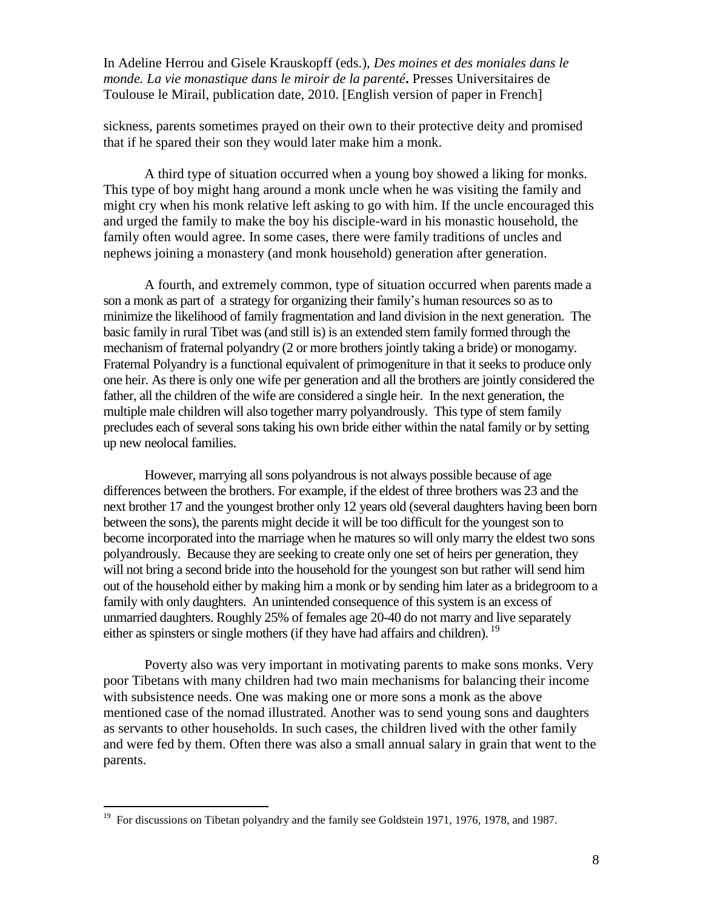sickness, parents sometimes prayed on their own to their protective deity and promised that if he spared their son they would later make him a monk.

A third type of situation occurred when a young boy showed a liking for monks. This type of boy might hang around a monk uncle when he was visiting the family and might cry when his monk relative left asking to go with him. If the uncle encouraged this and urged the family to make the boy his disciple-ward in his monastic household, the family often would agree. In some cases, there were family traditions of uncles and nephews joining a monastery (and monk household) generation after generation.

A fourth, and extremely common, type of situation occurred when parents made a son a monk as part of a strategy for organizing their family's human resources so as to minimize the likelihood of family fragmentation and land division in the next generation. The basic family in rural Tibet was (and still is) is an extended stem family formed through the mechanism of fraternal polyandry (2 or more brothers jointly taking a bride) or monogamy. Fraternal Polyandry is a functional equivalent of primogeniture in that it seeks to produce only one heir. As there is only one wife per generation and all the brothers are jointly considered the father, all the children of the wife are considered a single heir. In the next generation, the multiple male children will also together marry polyandrously. This type of stem family precludes each of several sons taking his own bride either within the natal family or by setting up new neolocal families.

However, marrying all sons polyandrous is not always possible because of age differences between the brothers. For example, if the eldest of three brothers was 23 and the next brother 17 and the youngest brother only 12 years old (several daughters having been born between the sons), the parents might decide it will be too difficult for the youngest son to become incorporated into the marriage when he matures so will only marry the eldest two sons polyandrously. Because they are seeking to create only one set of heirs per generation, they will not bring a second bride into the household for the youngest son but rather will send him out of the household either by making him a monk or by sending him later as a bridegroom to a family with only daughters. An unintended consequence of this system is an excess of unmarried daughters. Roughly 25% of females age 20-40 do not marry and live separately either as spinsters or single mothers (if they have had affairs and children). [19]

Poverty also was very important in motivating parents to make sons monks. Very poor Tibetans with many children had two main mechanisms for balancing their income with subsistence needs. One was making one or more sons a monk as the above mentioned case of the nomad illustrated. Another was to send young sons and daughters as servants to other households. In such cases, the children lived with the other family and were fed by them. Often there was also a small annual salary in grain that went to the parents.

---

[19] For discussions on Tibetan polyandry and the family see Goldstein 1971, 1976, 1978, and 1987.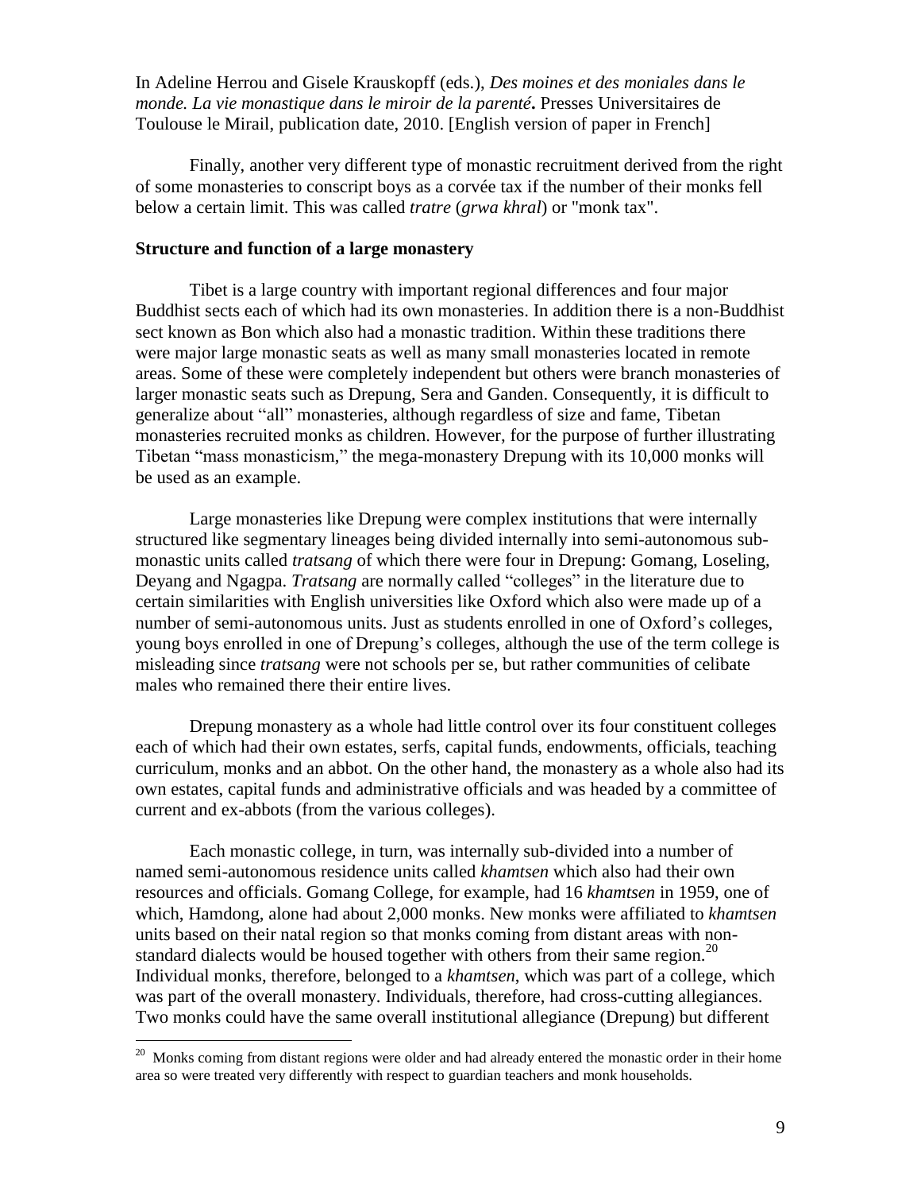In Adeline Herrou and Gisele Krauskopff (eds.), *Des moines et des moniales dans le monde. La vie monastique dans le miroir de la parenté***.** Presses Universitaires de Toulouse le Mirail, publication date, 2010. [English version of paper in French]

Finally, another very different type of monastic recruitment derived from the right of some monasteries to conscript boys as a corvée tax if the number of their monks fell below a certain limit. This was called *tratre* (*grwa khral*) or "monk tax".

**Structure and function of a large monastery**

Tibet is a large country with important regional differences and four major Buddhist sects each of which had its own monasteries. In addition there is a non-Buddhist sect known as Bon which also had a monastic tradition. Within these traditions there were major large monastic seats as well as many small monasteries located in remote areas. Some of these were completely independent but others were branch monasteries of larger monastic seats such as Drepung, Sera and Ganden. Consequently, it is difficult to generalize about "all" monasteries, although regardless of size and fame, Tibetan monasteries recruited monks as children. However, for the purpose of further illustrating Tibetan "mass monasticism," the mega-monastery Drepung with its 10,000 monks will be used as an example.

Large monasteries like Drepung were complex institutions that were internally structured like segmentary lineages being divided internally into semi-autonomous sub-monastic units called *tratsang* of which there were four in Drepung: Gomang, Loseling, Deyang and Ngagpa. *Tratsang* are normally called "colleges" in the literature due to certain similarities with English universities like Oxford which also were made up of a number of semi-autonomous units. Just as students enrolled in one of Oxford's colleges, young boys enrolled in one of Drepung's colleges, although the use of the term college is misleading since *tratsang* were not schools per se, but rather communities of celibate males who remained there their entire lives.

Drepung monastery as a whole had little control over its four constituent colleges each of which had their own estates, serfs, capital funds, endowments, officials, teaching curriculum, monks and an abbot. On the other hand, the monastery as a whole also had its own estates, capital funds and administrative officials and was headed by a committee of current and ex-abbots (from the various colleges).

Each monastic college, in turn, was internally sub-divided into a number of named semi-autonomous residence units called *khamtsen* which also had their own resources and officials. Gomang College, for example, had 16 *khamtsen* in 1959, one of which, Hamdong, alone had about 2,000 monks. New monks were affiliated to *khamtsen* units based on their natal region so that monks coming from distant areas with non-standard dialects would be housed together with others from their same region.[20] Individual monks, therefore, belonged to a *khamtsen*, which was part of a college, which was part of the overall monastery. Individuals, therefore, had cross-cutting allegiances. Two monks could have the same overall institutional allegiance (Drepung) but different

[20] Monks coming from distant regions were older and had already entered the monastic order in their home area so were treated very differently with respect to guardian teachers and monk households.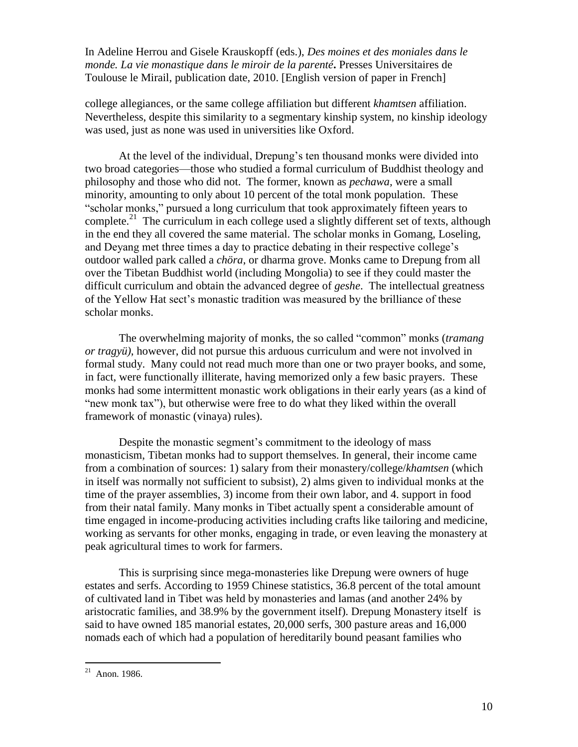college allegiances, or the same college affiliation but different *khamtsen* affiliation. Nevertheless, despite this similarity to a segmentary kinship system, no kinship ideology was used, just as none was used in universities like Oxford.

At the level of the individual, Drepung's ten thousand monks were divided into two broad categories—those who studied a formal curriculum of Buddhist theology and philosophy and those who did not. The former, known as *pechawa*, were a small minority, amounting to only about 10 percent of the total monk population. These "scholar monks," pursued a long curriculum that took approximately fifteen years to complete.[21] The curriculum in each college used a slightly different set of texts, although in the end they all covered the same material. The scholar monks in Gomang, Loseling, and Deyang met three times a day to practice debating in their respective college's outdoor walled park called a *chöra*, or dharma grove. Monks came to Drepung from all over the Tibetan Buddhist world (including Mongolia) to see if they could master the difficult curriculum and obtain the advanced degree of *geshe*. The intellectual greatness of the Yellow Hat sect's monastic tradition was measured by the brilliance of these scholar monks.

The overwhelming majority of monks, the so called "common" monks (*tramang or tragyü)*, however, did not pursue this arduous curriculum and were not involved in formal study. Many could not read much more than one or two prayer books, and some, in fact, were functionally illiterate, having memorized only a few basic prayers. These monks had some intermittent monastic work obligations in their early years (as a kind of "new monk tax"), but otherwise were free to do what they liked within the overall framework of monastic (vinaya) rules.

Despite the monastic segment's commitment to the ideology of mass monasticism, Tibetan monks had to support themselves. In general, their income came from a combination of sources: 1) salary from their monastery/college/*khamtsen* (which in itself was normally not sufficient to subsist), 2) alms given to individual monks at the time of the prayer assemblies, 3) income from their own labor, and 4. support in food from their natal family. Many monks in Tibet actually spent a considerable amount of time engaged in income-producing activities including crafts like tailoring and medicine, working as servants for other monks, engaging in trade, or even leaving the monastery at peak agricultural times to work for farmers.

This is surprising since mega-monasteries like Drepung were owners of huge estates and serfs. According to 1959 Chinese statistics, 36.8 percent of the total amount of cultivated land in Tibet was held by monasteries and lamas (and another 24% by aristocratic families, and 38.9% by the government itself). Drepung Monastery itself is said to have owned 185 manorial estates, 20,000 serfs, 300 pasture areas and 16,000 nomads each of which had a population of hereditarily bound peasant families who

[21] Anon. 1986.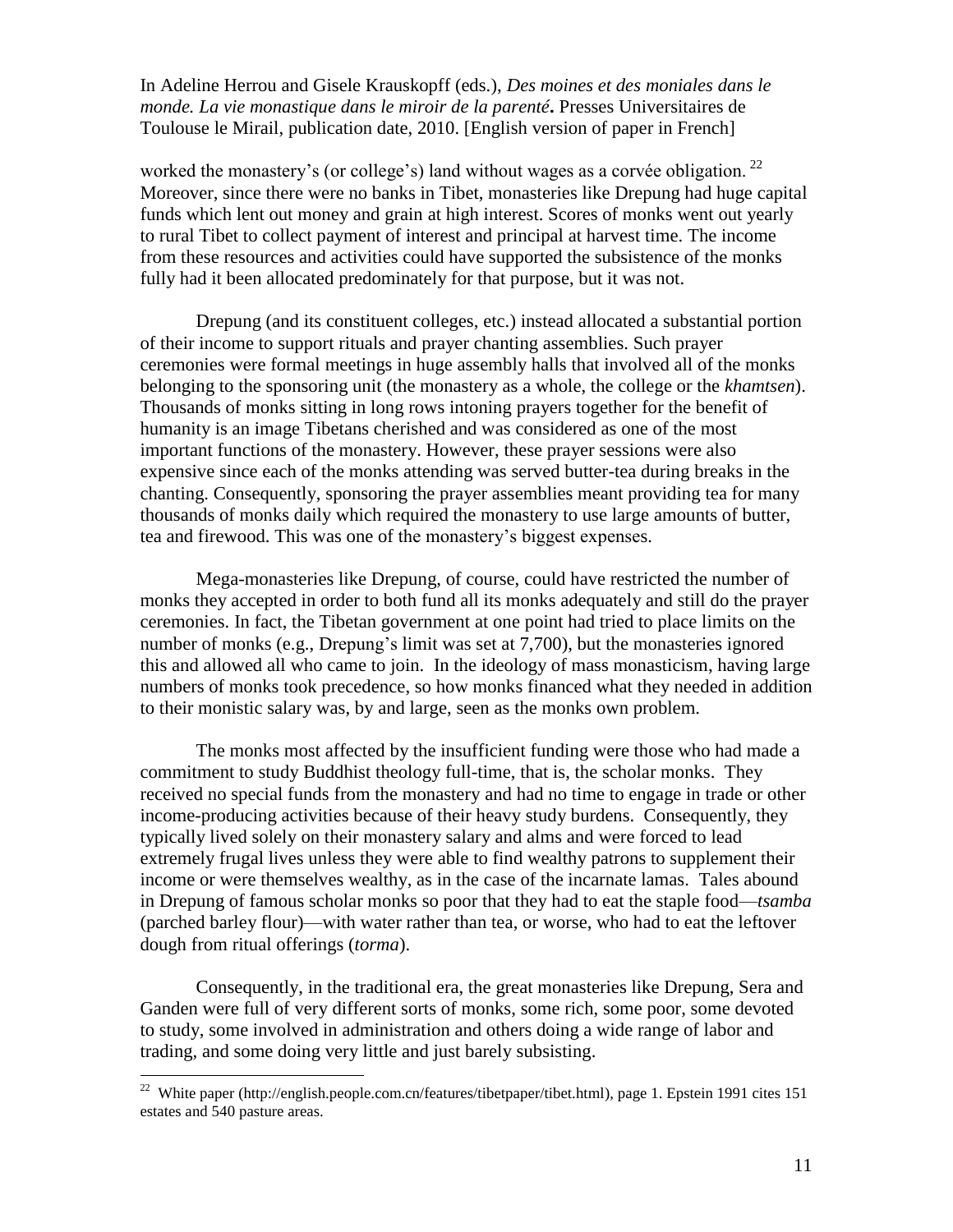worked the monastery's (or college's) land without wages as a corvée obligation.[22] Moreover, since there were no banks in Tibet, monasteries like Drepung had huge capital funds which lent out money and grain at high interest. Scores of monks went out yearly to rural Tibet to collect payment of interest and principal at harvest time. The income from these resources and activities could have supported the subsistence of the monks fully had it been allocated predominately for that purpose, but it was not.

Drepung (and its constituent colleges, etc.) instead allocated a substantial portion of their income to support rituals and prayer chanting assemblies. Such prayer ceremonies were formal meetings in huge assembly halls that involved all of the monks belonging to the sponsoring unit (the monastery as a whole, the college or the *khamtsen*). Thousands of monks sitting in long rows intoning prayers together for the benefit of humanity is an image Tibetans cherished and was considered as one of the most important functions of the monastery. However, these prayer sessions were also expensive since each of the monks attending was served butter-tea during breaks in the chanting. Consequently, sponsoring the prayer assemblies meant providing tea for many thousands of monks daily which required the monastery to use large amounts of butter, tea and firewood. This was one of the monastery's biggest expenses.

Mega-monasteries like Drepung, of course, could have restricted the number of monks they accepted in order to both fund all its monks adequately and still do the prayer ceremonies. In fact, the Tibetan government at one point had tried to place limits on the number of monks (e.g., Drepung's limit was set at 7,700), but the monasteries ignored this and allowed all who came to join. In the ideology of mass monasticism, having large numbers of monks took precedence, so how monks financed what they needed in addition to their monistic salary was, by and large, seen as the monks own problem.

The monks most affected by the insufficient funding were those who had made a commitment to study Buddhist theology full-time, that is, the scholar monks. They received no special funds from the monastery and had no time to engage in trade or other income-producing activities because of their heavy study burdens. Consequently, they typically lived solely on their monastery salary and alms and were forced to lead extremely frugal lives unless they were able to find wealthy patrons to supplement their income or were themselves wealthy, as in the case of the incarnate lamas. Tales abound in Drepung of famous scholar monks so poor that they had to eat the staple food—*tsamba* (parched barley flour)—with water rather than tea, or worse, who had to eat the leftover dough from ritual offerings (*torma*).

Consequently, in the traditional era, the great monasteries like Drepung, Sera and Ganden were full of very different sorts of monks, some rich, some poor, some devoted to study, some involved in administration and others doing a wide range of labor and trading, and some doing very little and just barely subsisting.

---

[22] White paper (http://english.people.com.cn/features/tibetpaper/tibet.html), page 1. Epstein 1991 cites 151 estates and 540 pasture areas.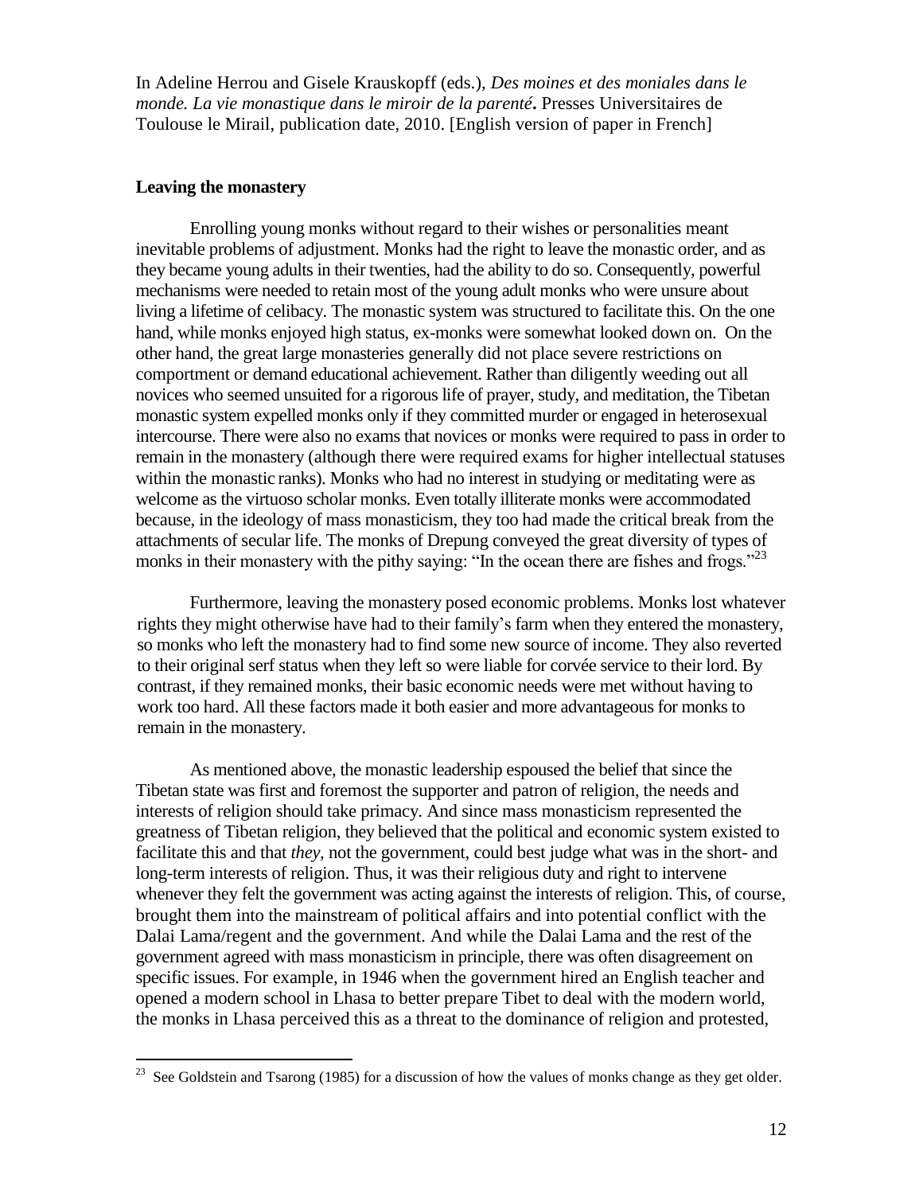In Adeline Herrou and Gisele Krauskopff (eds.), *Des moines et des moniales dans le monde. La vie monastique dans le miroir de la parenté***.** Presses Universitaires de Toulouse le Mirail, publication date, 2010. [English version of paper in French]

**Leaving the monastery**

Enrolling young monks without regard to their wishes or personalities meant inevitable problems of adjustment. Monks had the right to leave the monastic order, and as they became young adults in their twenties, had the ability to do so. Consequently, powerful mechanisms were needed to retain most of the young adult monks who were unsure about living a lifetime of celibacy. The monastic system was structured to facilitate this. On the one hand, while monks enjoyed high status, ex-monks were somewhat looked down on. On the other hand, the great large monasteries generally did not place severe restrictions on comportment or demand educational achievement. Rather than diligently weeding out all novices who seemed unsuited for a rigorous life of prayer, study, and meditation, the Tibetan monastic system expelled monks only if they committed murder or engaged in heterosexual intercourse. There were also no exams that novices or monks were required to pass in order to remain in the monastery (although there were required exams for higher intellectual statuses within the monastic ranks). Monks who had no interest in studying or meditating were as welcome as the virtuoso scholar monks. Even totally illiterate monks were accommodated because, in the ideology of mass monasticism, they too had made the critical break from the attachments of secular life. The monks of Drepung conveyed the great diversity of types of monks in their monastery with the pithy saying: "In the ocean there are fishes and frogs."[23]

Furthermore, leaving the monastery posed economic problems. Monks lost whatever rights they might otherwise have had to their family's farm when they entered the monastery, so monks who left the monastery had to find some new source of income. They also reverted to their original serf status when they left so were liable for corvée service to their lord. By contrast, if they remained monks, their basic economic needs were met without having to work too hard. All these factors made it both easier and more advantageous for monks to remain in the monastery.

As mentioned above, the monastic leadership espoused the belief that since the Tibetan state was first and foremost the supporter and patron of religion, the needs and interests of religion should take primacy. And since mass monasticism represented the greatness of Tibetan religion, they believed that the political and economic system existed to facilitate this and that *they*, not the government, could best judge what was in the short- and long-term interests of religion. Thus, it was their religious duty and right to intervene whenever they felt the government was acting against the interests of religion. This, of course, brought them into the mainstream of political affairs and into potential conflict with the Dalai Lama/regent and the government. And while the Dalai Lama and the rest of the government agreed with mass monasticism in principle, there was often disagreement on specific issues. For example, in 1946 when the government hired an English teacher and opened a modern school in Lhasa to better prepare Tibet to deal with the modern world, the monks in Lhasa perceived this as a threat to the dominance of religion and protested,

[23] See Goldstein and Tsarong (1985) for a discussion of how the values of monks change as they get older.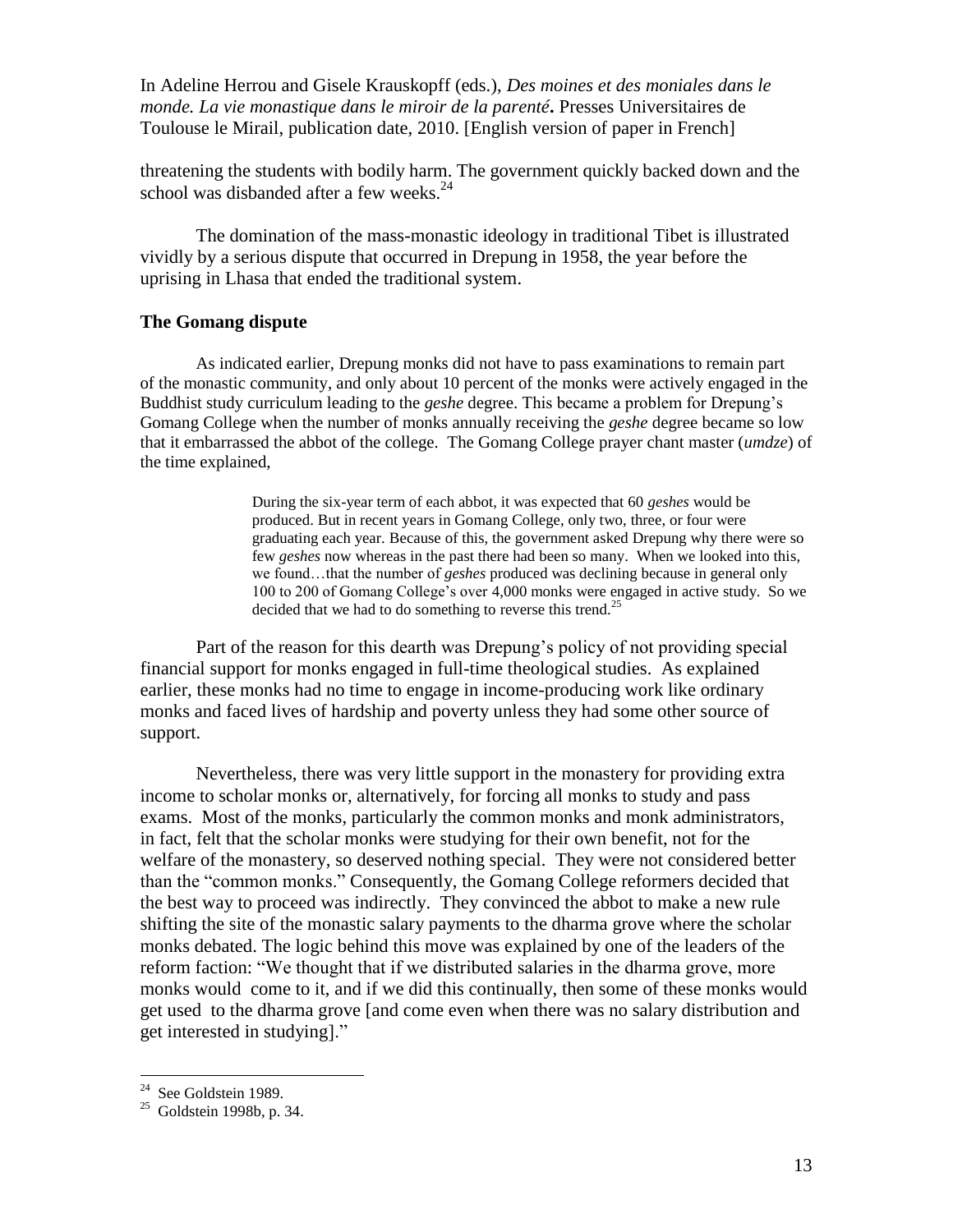threatening the students with bodily harm. The government quickly backed down and the school was disbanded after a few weeks.[24]

The domination of the mass-monastic ideology in traditional Tibet is illustrated vividly by a serious dispute that occurred in Drepung in 1958, the year before the uprising in Lhasa that ended the traditional system.

### The Gomang dispute

As indicated earlier, Drepung monks did not have to pass examinations to remain part of the monastic community, and only about 10 percent of the monks were actively engaged in the Buddhist study curriculum leading to the *geshe* degree. This became a problem for Drepung's Gomang College when the number of monks annually receiving the *geshe* degree became so low that it embarrassed the abbot of the college. The Gomang College prayer chant master (*umdze*) of the time explained,

> During the six-year term of each abbot, it was expected that 60 *geshes* would be produced. But in recent years in Gomang College, only two, three, or four were graduating each year. Because of this, the government asked Drepung why there were so few *geshes* now whereas in the past there had been so many. When we looked into this, we found…that the number of *geshes* produced was declining because in general only 100 to 200 of Gomang College's over 4,000 monks were engaged in active study. So we decided that we had to do something to reverse this trend.[25]

Part of the reason for this dearth was Drepung's policy of not providing special financial support for monks engaged in full-time theological studies. As explained earlier, these monks had no time to engage in income-producing work like ordinary monks and faced lives of hardship and poverty unless they had some other source of support.

Nevertheless, there was very little support in the monastery for providing extra income to scholar monks or, alternatively, for forcing all monks to study and pass exams. Most of the monks, particularly the common monks and monk administrators, in fact, felt that the scholar monks were studying for their own benefit, not for the welfare of the monastery, so deserved nothing special. They were not considered better than the "common monks." Consequently, the Gomang College reformers decided that the best way to proceed was indirectly. They convinced the abbot to make a new rule shifting the site of the monastic salary payments to the dharma grove where the scholar monks debated. The logic behind this move was explained by one of the leaders of the reform faction: "We thought that if we distributed salaries in the dharma grove, more monks would come to it, and if we did this continually, then some of these monks would get used to the dharma grove [and come even when there was no salary distribution and get interested in studying]."

---

[24] See Goldstein 1989.

[25] Goldstein 1998b, p. 34.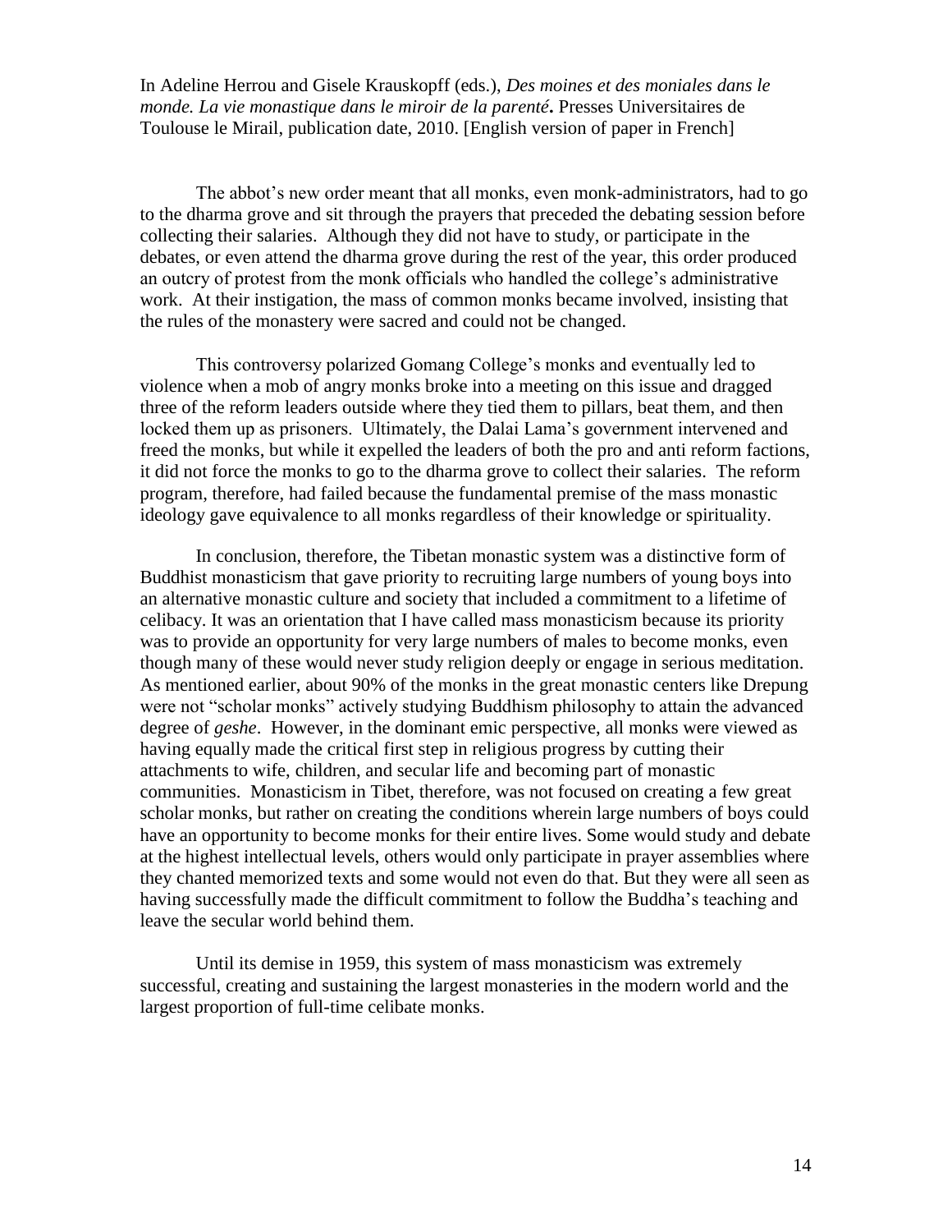In Adeline Herrou and Gisele Krauskopff (eds.), *Des moines et des moniales dans le monde. La vie monastique dans le miroir de la parenté***.** Presses Universitaires de Toulouse le Mirail, publication date, 2010. [English version of paper in French]

The abbot's new order meant that all monks, even monk-administrators, had to go to the dharma grove and sit through the prayers that preceded the debating session before collecting their salaries. Although they did not have to study, or participate in the debates, or even attend the dharma grove during the rest of the year, this order produced an outcry of protest from the monk officials who handled the college's administrative work. At their instigation, the mass of common monks became involved, insisting that the rules of the monastery were sacred and could not be changed.

This controversy polarized Gomang College's monks and eventually led to violence when a mob of angry monks broke into a meeting on this issue and dragged three of the reform leaders outside where they tied them to pillars, beat them, and then locked them up as prisoners. Ultimately, the Dalai Lama's government intervened and freed the monks, but while it expelled the leaders of both the pro and anti reform factions, it did not force the monks to go to the dharma grove to collect their salaries. The reform program, therefore, had failed because the fundamental premise of the mass monastic ideology gave equivalence to all monks regardless of their knowledge or spirituality.

In conclusion, therefore, the Tibetan monastic system was a distinctive form of Buddhist monasticism that gave priority to recruiting large numbers of young boys into an alternative monastic culture and society that included a commitment to a lifetime of celibacy. It was an orientation that I have called mass monasticism because its priority was to provide an opportunity for very large numbers of males to become monks, even though many of these would never study religion deeply or engage in serious meditation. As mentioned earlier, about 90% of the monks in the great monastic centers like Drepung were not "scholar monks" actively studying Buddhism philosophy to attain the advanced degree of *geshe*. However, in the dominant emic perspective, all monks were viewed as having equally made the critical first step in religious progress by cutting their attachments to wife, children, and secular life and becoming part of monastic communities. Monasticism in Tibet, therefore, was not focused on creating a few great scholar monks, but rather on creating the conditions wherein large numbers of boys could have an opportunity to become monks for their entire lives. Some would study and debate at the highest intellectual levels, others would only participate in prayer assemblies where they chanted memorized texts and some would not even do that. But they were all seen as having successfully made the difficult commitment to follow the Buddha's teaching and leave the secular world behind them.

Until its demise in 1959, this system of mass monasticism was extremely successful, creating and sustaining the largest monasteries in the modern world and the largest proportion of full-time celibate monks.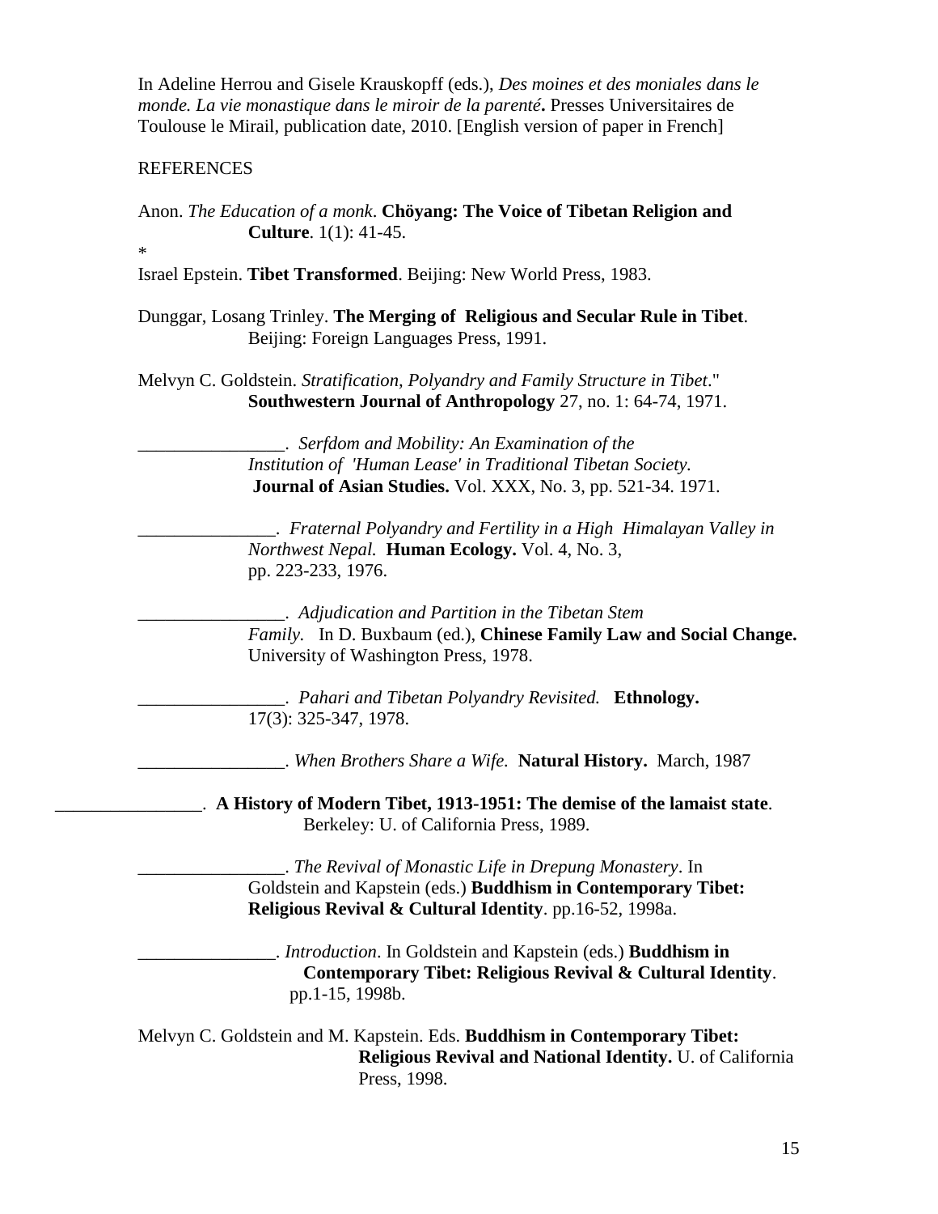In Adeline Herrou and Gisele Krauskopff (eds.), *Des moines et des moniales dans le monde. La vie monastique dans le miroir de la parenté***.** Presses Universitaires de Toulouse le Mirail, publication date, 2010. [English version of paper in French]

REFERENCES

Anon. *The Education of a monk*. **Chöyang: The Voice of Tibetan Religion and Culture**. 1(1): 41-45.

*

Israel Epstein. **Tibet Transformed**. Beijing: New World Press, 1983.

Dunggar, Losang Trinley. **The Merging of Religious and Secular Rule in Tibet**. Beijing: Foreign Languages Press, 1991.

Melvyn C. Goldstein. *Stratification, Polyandry and Family Structure in Tibet*." **Southwestern Journal of Anthropology** 27, no. 1: 64-74, 1971.

________________. *Serfdom and Mobility: An Examination of the Institution of 'Human Lease' in Traditional Tibetan Society.* **Journal of Asian Studies.** Vol. XXX, No. 3, pp. 521-34. 1971.

_______________. *Fraternal Polyandry and Fertility in a High Himalayan Valley in Northwest Nepal.* **Human Ecology.** Vol. 4, No. 3, pp. 223-233, 1976.

________________. *Adjudication and Partition in the Tibetan Stem Family.* In D. Buxbaum (ed.), **Chinese Family Law and Social Change.** University of Washington Press, 1978.

________________. *Pahari and Tibetan Polyandry Revisited.* **Ethnology.** 17(3): 325-347, 1978.

________________. *When Brothers Share a Wife.* **Natural History.** March, 1987

________________. **A History of Modern Tibet, 1913-1951: The demise of the lamaist state**. Berkeley: U. of California Press, 1989.

________________. *The Revival of Monastic Life in Drepung Monastery*. In Goldstein and Kapstein (eds.) **Buddhism in Contemporary Tibet: Religious Revival & Cultural Identity**. pp.16-52, 1998a.

_______________. *Introduction*. In Goldstein and Kapstein (eds.) **Buddhism in Contemporary Tibet: Religious Revival & Cultural Identity**. pp.1-15, 1998b.

Melvyn C. Goldstein and M. Kapstein. Eds. **Buddhism in Contemporary Tibet: Religious Revival and National Identity.** U. of California Press, 1998.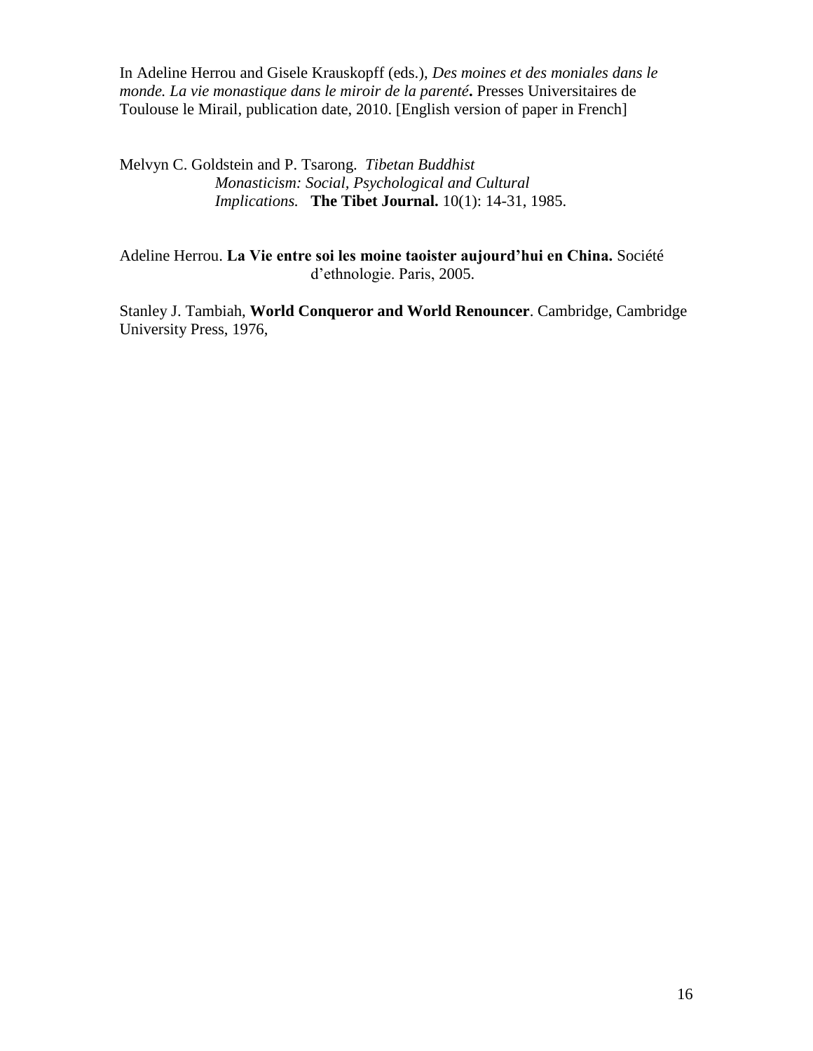In Adeline Herrou and Gisele Krauskopff (eds.), *Des moines et des moniales dans le monde. La vie monastique dans le miroir de la parenté***.** Presses Universitaires de Toulouse le Mirail, publication date, 2010. [English version of paper in French]

Melvyn C. Goldstein and P. Tsarong. *Tibetan Buddhist Monasticism: Social, Psychological and Cultural Implications.* **The Tibet Journal.** 10(1): 14-31, 1985.

Adeline Herrou. **La Vie entre soi les moine taoister aujourd'hui en China.** Société d'ethnologie. Paris, 2005.

Stanley J. Tambiah, **World Conqueror and World Renouncer**. Cambridge, Cambridge University Press, 1976,